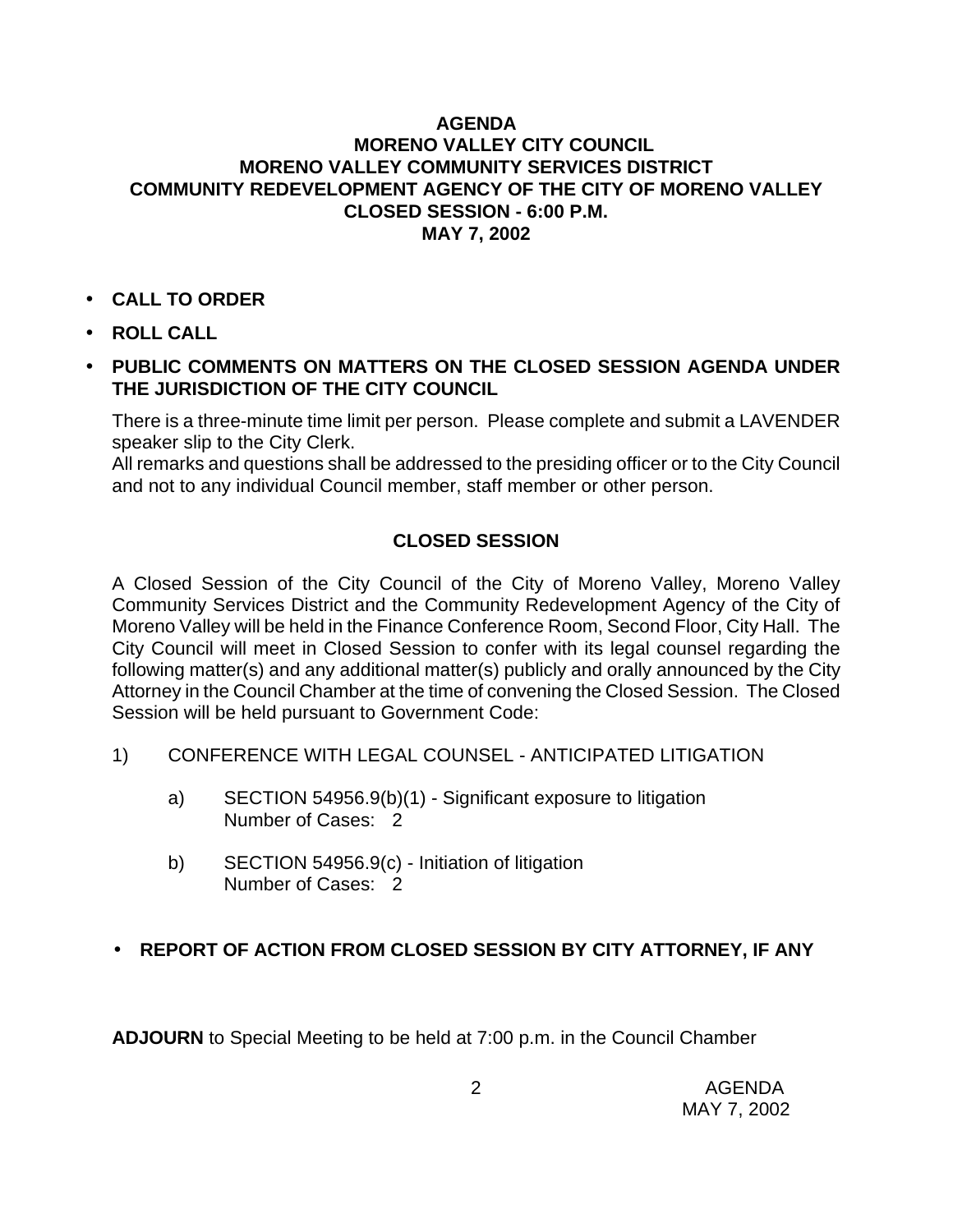# AGENDA
## MORENO VALLEY CITY COUNCIL
## MORENO VALLEY COMMUNITY SERVICES DISTRICT
## COMMUNITY REDEVELOPMENT AGENCY OF THE CITY OF MORENO VALLEY
## CLOSED SESSION - 6:00 P.M.
## MAY 7, 2002

- **CALL TO ORDER**
- **ROLL CALL**
- **PUBLIC COMMENTS ON MATTERS ON THE CLOSED SESSION AGENDA UNDER THE JURISDICTION OF THE CITY COUNCIL**

  There is a three-minute time limit per person. Please complete and submit a LAVENDER speaker slip to the City Clerk.
  All remarks and questions shall be addressed to the presiding officer or to the City Council and not to any individual Council member, staff member or other person.

### CLOSED SESSION

A Closed Session of the City Council of the City of Moreno Valley, Moreno Valley Community Services District and the Community Redevelopment Agency of the City of Moreno Valley will be held in the Finance Conference Room, Second Floor, City Hall. The City Council will meet in Closed Session to confer with its legal counsel regarding the following matter(s) and any additional matter(s) publicly and orally announced by the City Attorney in the Council Chamber at the time of convening the Closed Session. The Closed Session will be held pursuant to Government Code:

1) CONFERENCE WITH LEGAL COUNSEL - ANTICIPATED LITIGATION

   a) SECTION 54956.9(b)(1) - Significant exposure to litigation
      Number of Cases: 2

   b) SECTION 54956.9(c) - Initiation of litigation
      Number of Cases: 2

- **REPORT OF ACTION FROM CLOSED SESSION BY CITY ATTORNEY, IF ANY**

**ADJOURN** to Special Meeting to be held at 7:00 p.m. in the Council Chamber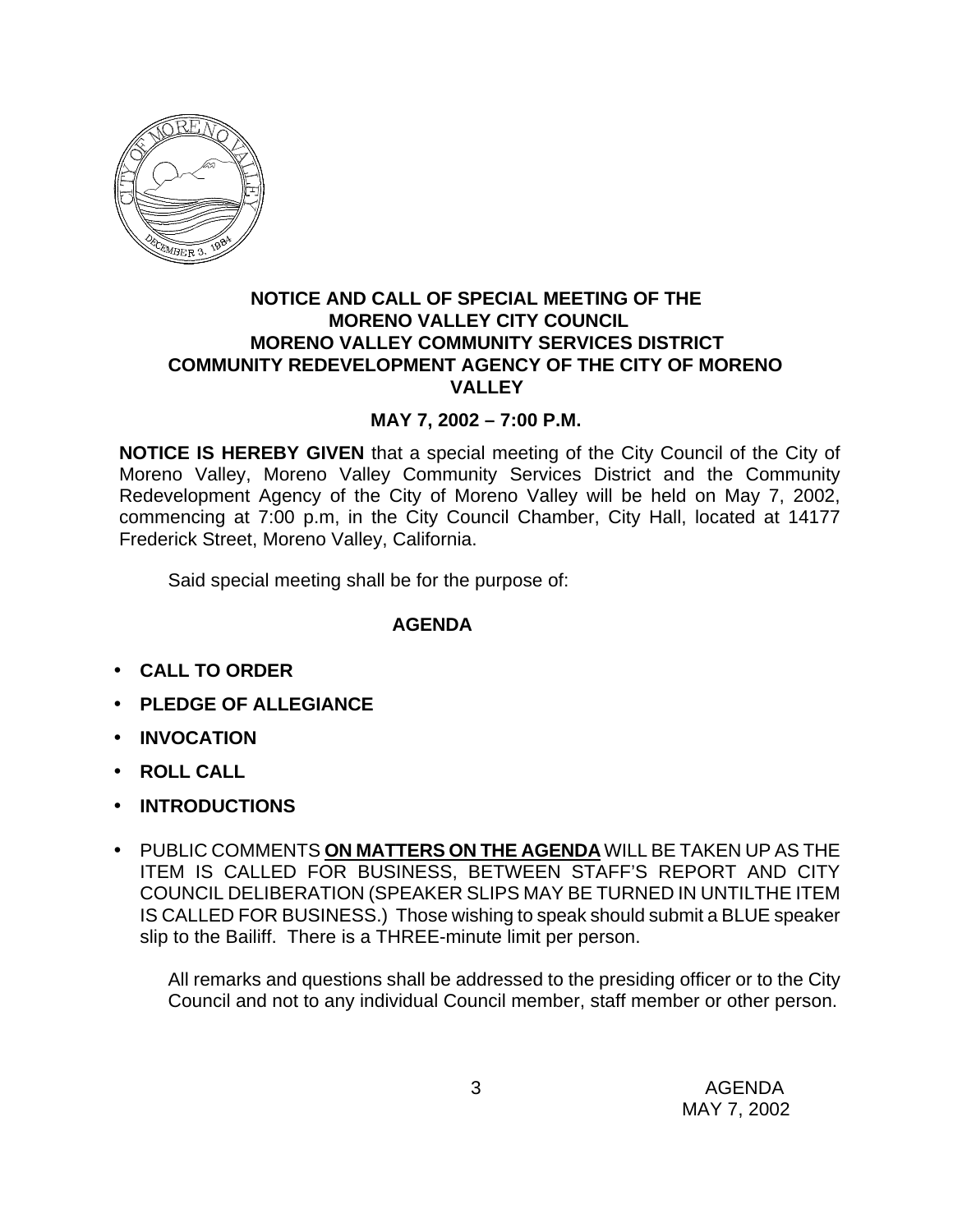**NOTICE AND CALL OF SPECIAL MEETING OF THE MORENO VALLEY CITY COUNCIL MORENO VALLEY COMMUNITY SERVICES DISTRICT COMMUNITY REDEVELOPMENT AGENCY OF THE CITY OF MORENO VALLEY**

**MAY 7, 2002 – 7:00 P.M.**

**NOTICE IS HEREBY GIVEN** that a special meeting of the City Council of the City of Moreno Valley, Moreno Valley Community Services District and the Community Redevelopment Agency of the City of Moreno Valley will be held on May 7, 2002, commencing at 7:00 p.m, in the City Council Chamber, City Hall, located at 14177 Frederick Street, Moreno Valley, California.

Said special meeting shall be for the purpose of:

**AGENDA**

- **CALL TO ORDER**
- **PLEDGE OF ALLEGIANCE**
- **INVOCATION**
- **ROLL CALL**
- **INTRODUCTIONS**
- PUBLIC COMMENTS **ON MATTERS ON THE AGENDA** WILL BE TAKEN UP AS THE ITEM IS CALLED FOR BUSINESS, BETWEEN STAFF'S REPORT AND CITY COUNCIL DELIBERATION (SPEAKER SLIPS MAY BE TURNED IN UNTILTHE ITEM IS CALLED FOR BUSINESS.) Those wishing to speak should submit a BLUE speaker slip to the Bailiff. There is a THREE-minute limit per person.

  All remarks and questions shall be addressed to the presiding officer or to the City Council and not to any individual Council member, staff member or other person.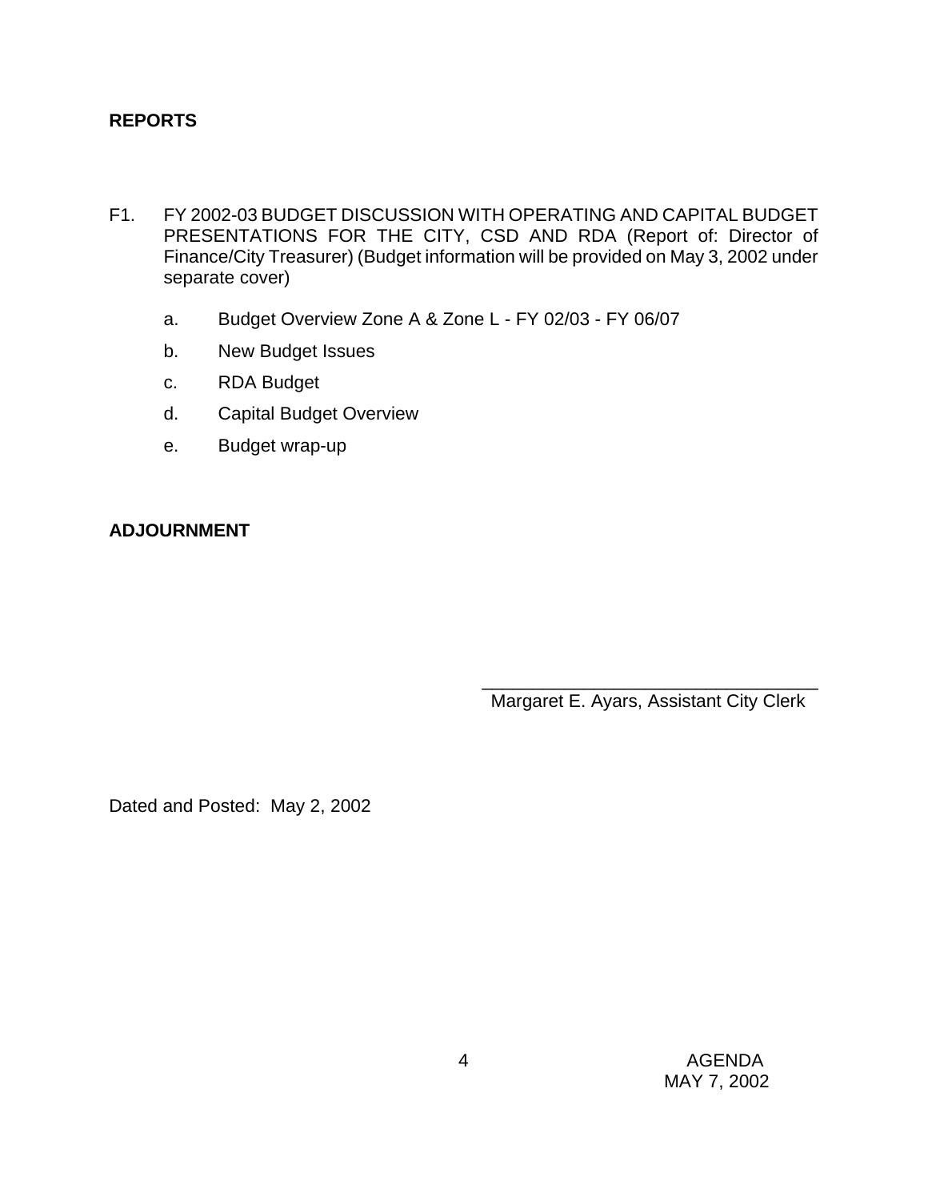## REPORTS

F1. FY 2002-03 BUDGET DISCUSSION WITH OPERATING AND CAPITAL BUDGET PRESENTATIONS FOR THE CITY, CSD AND RDA (Report of: Director of Finance/City Treasurer) (Budget information will be provided on May 3, 2002 under separate cover)

   a. Budget Overview Zone A & Zone L - FY 02/03 - FY 06/07

   b. New Budget Issues

   c. RDA Budget

   d. Capital Budget Overview

   e. Budget wrap-up

## ADJOURNMENT

\_\_\_\_\_\_\_\_\_\_\_\_\_\_\_\_\_\_\_\_\_\_\_\_\_\_\_\_\_\_\_\_\_\_\_
Margaret E. Ayars, Assistant City Clerk

Dated and Posted: May 2, 2002